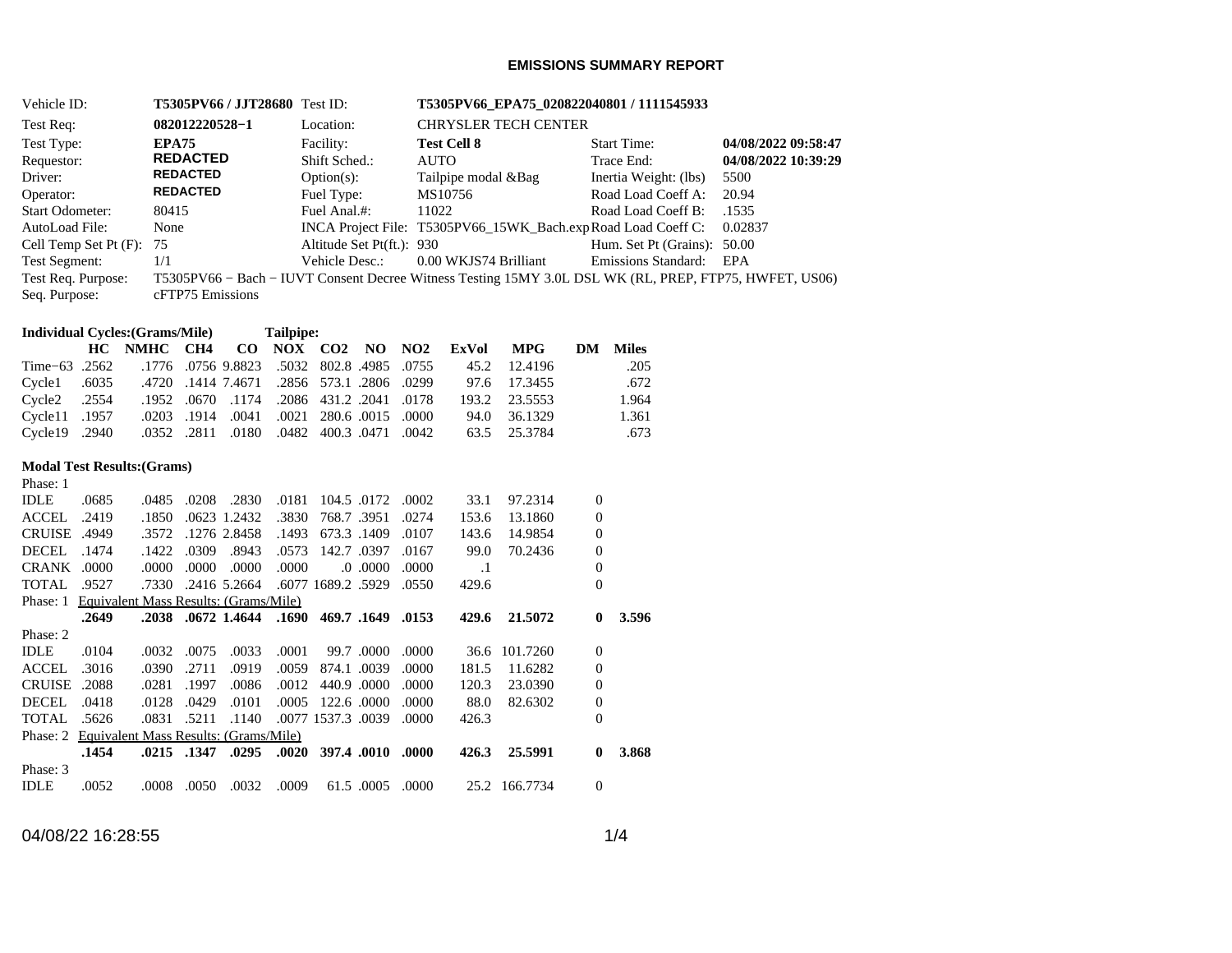# EMISSIONS SUMMARY REPORT

| | | | | | |
|---|---|---|---|---|---|
| Vehicle ID: | **T5305PV66 / JJT28680** | Test ID: | **T5305PV66_EPA75_020822040801 / 1111545933** | | |
| Test Req: | **082012220528−1** | Location: | CHRYSLER TECH CENTER | | |
| Test Type: | **EPA75** | Facility: | **Test Cell 8** | Start Time: | **04/08/2022 09:58:47** |
| Requestor: | **REDACTED** | Shift Sched.: | AUTO | Trace End: | **04/08/2022 10:39:29** |
| Driver: | **REDACTED** | Option(s): | Tailpipe modal &Bag | Inertia Weight: (lbs) | 5500 |
| Operator: | **REDACTED** | Fuel Type: | MS10756 | Road Load Coeff A: | 20.94 |
| Start Odometer: | 80415 | Fuel Anal.#: | 11022 | Road Load Coeff B: | .1535 |
| AutoLoad File: | None | INCA Project File: | T5305PV66_15WK_Bach.exp | Road Load Coeff C: | 0.02837 |
| Cell Temp Set Pt (F): | 75 | Altitude Set Pt(ft.): | 930 | Hum. Set Pt (Grains): | 50.00 |
| Test Segment: | 1/1 | Vehicle Desc.: | 0.00 WKJS74 Brilliant | Emissions Standard: | EPA |

Test Req. Purpose: T5305PV66 − Bach − IUVT Consent Decree Witness Testing 15MY 3.0L DSL WK (RL, PREP, FTP75, HWFET, US06)

Seq. Purpose: cFTP75 Emissions

**Individual Cycles:(Grams/Mile)** **Tailpipe:**

| | HC | NMHC | CH4 | CO | NOX | CO2 | NO | NO2 | ExVol | MPG | DM | Miles |
|---|---|---|---|---|---|---|---|---|---|---|---|---|
| Time−63 | .2562 | .1776 | .0756 | 9.8823 | .5032 | 802.8 | .4985 | .0755 | 45.2 | 12.4196 | | .205 |
| Cycle1 | .6035 | .4720 | .1414 | 7.4671 | .2856 | 573.1 | .2806 | .0299 | 97.6 | 17.3455 | | .672 |
| Cycle2 | .2554 | .1952 | .0670 | .1174 | .2086 | 431.2 | .2041 | .0178 | 193.2 | 23.5553 | | 1.964 |
| Cycle11 | .1957 | .0203 | .1914 | .0041 | .0021 | 280.6 | .0015 | .0000 | 94.0 | 36.1329 | | 1.361 |
| Cycle19 | .2940 | .0352 | .2811 | .0180 | .0482 | 400.3 | .0471 | .0042 | 63.5 | 25.3784 | | .673 |

**Modal Test Results:(Grams)**

| | HC | NMHC | CH4 | CO | NOX | CO2 | NO | NO2 | ExVol | MPG | DM | Miles |
|---|---|---|---|---|---|---|---|---|---|---|---|---|
| Phase: 1 | | | | | | | | | | | | |
| IDLE | .0685 | .0485 | .0208 | .2830 | .0181 | 104.5 | .0172 | .0002 | 33.1 | 97.2314 | 0 | |
| ACCEL | .2419 | .1850 | .0623 | 1.2432 | .3830 | 768.7 | .3951 | .0274 | 153.6 | 13.1860 | 0 | |
| CRUISE | .4949 | .3572 | .1276 | 2.8458 | .1493 | 673.3 | .1409 | .0107 | 143.6 | 14.9854 | 0 | |
| DECEL | .1474 | .1422 | .0309 | .8943 | .0573 | 142.7 | .0397 | .0167 | 99.0 | 70.2436 | 0 | |
| CRANK | .0000 | .0000 | .0000 | .0000 | .0000 | .0 | .0000 | .0000 | .1 | | 0 | |
| TOTAL | .9527 | .7330 | .2416 | 5.2664 | .6077 | 1689.2 | .5929 | .0550 | 429.6 | | 0 | |
| Phase: 1 Equivalent Mass Results: (Grams/Mile) | | | | | | | | | | | | |
| | **.2649** | **.2038** | **.0672** | **1.4644** | **.1690** | **469.7** | **.1649** | **.0153** | **429.6** | **21.5072** | **0** | **3.596** |
| Phase: 2 | | | | | | | | | | | | |
| IDLE | .0104 | .0032 | .0075 | .0033 | .0001 | 99.7 | .0000 | .0000 | 36.6 | 101.7260 | 0 | |
| ACCEL | .3016 | .0390 | .2711 | .0919 | .0059 | 874.1 | .0039 | .0000 | 181.5 | 11.6282 | 0 | |
| CRUISE | .2088 | .0281 | .1997 | .0086 | .0012 | 440.9 | .0000 | .0000 | 120.3 | 23.0390 | 0 | |
| DECEL | .0418 | .0128 | .0429 | .0101 | .0005 | 122.6 | .0000 | .0000 | 88.0 | 82.6302 | 0 | |
| TOTAL | .5626 | .0831 | .5211 | .1140 | .0077 | 1537.3 | .0039 | .0000 | 426.3 | | 0 | |
| Phase: 2 Equivalent Mass Results: (Grams/Mile) | | | | | | | | | | | | |
| | **.1454** | **.0215** | **.1347** | **.0295** | **.0020** | **397.4** | **.0010** | **.0000** | **426.3** | **25.5991** | **0** | **3.868** |
| Phase: 3 | | | | | | | | | | | | |
| IDLE | .0052 | .0008 | .0050 | .0032 | .0009 | 61.5 | .0005 | .0000 | 25.2 | 166.7734 | 0 | |

04/08/22 16:28:55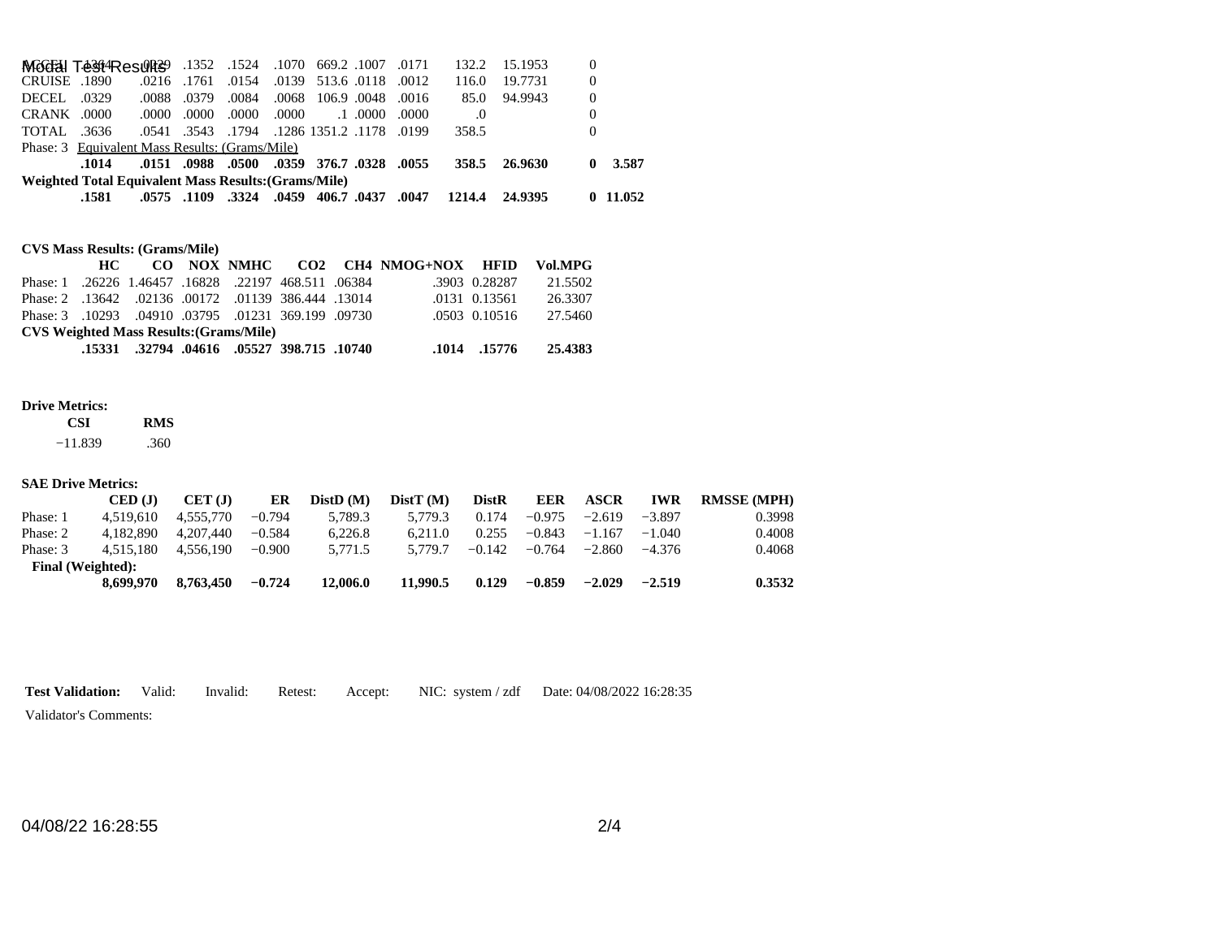| | | | | | | | | | | | |
|---|---|---|---|---|---|---|---|---|---|---|---|
| ACCEL | .1364 | .0229 | .1352 | .1524 | .1070 | 669.2 | .1007 | .0171 | 132.2 | 15.1953 | 0 | |
| CRUISE | .1890 | .0216 | .1761 | .0154 | .0139 | 513.6 | .0118 | .0012 | 116.0 | 19.7731 | 0 | |
| DECEL | .0329 | .0088 | .0379 | .0084 | .0068 | 106.9 | .0048 | .0016 | 85.0 | 94.9943 | 0 | |
| CRANK | .0000 | .0000 | .0000 | .0000 | .0000 | .1 | .0000 | .0000 | .0 | | 0 | |
| TOTAL | .3636 | .0541 | .3543 | .1794 | .1286 | 1351.2 | .1178 | .0199 | 358.5 | | 0 | |
| Phase: 3 Equivalent Mass Results: (Grams/Mile) | | | | | | | | | | | | |
| | **.1014** | **.0151** | **.0988** | **.0500** | **.0359** | **376.7** | **.0328** | **.0055** | **358.5** | **26.9630** | **0** | **3.587** |
| **Weighted Total Equivalent Mass Results:(Grams/Mile)** | | | | | | | | | | | | |
| | **.1581** | **.0575** | **.1109** | **.3324** | **.0459** | **406.7** | **.0437** | **.0047** | **1214.4** | **24.9395** | **0** | **11.052** |

**CVS Mass Results: (Grams/Mile)**

| | HC | CO | NOX | NMHC | CO2 | CH4 | NMOG+NOX | HFID | Vol.MPG |
|---|---|---|---|---|---|---|---|---|---|
| Phase: 1 | .26226 | 1.46457 | .16828 | .22197 | 468.511 | .06384 | .3903 | 0.28287 | 21.5502 |
| Phase: 2 | .13642 | .02136 | .00172 | .01139 | 386.444 | .13014 | .0131 | 0.13561 | 26.3307 |
| Phase: 3 | .10293 | .04910 | .03795 | .01231 | 369.199 | .09730 | .0503 | 0.10516 | 27.5460 |
| **CVS Weighted Mass Results:(Grams/Mile)** | | | | | | | | | |
| | **.15331** | **.32794** | **.04616** | **.05527** | **398.715** | **.10740** | **.1014** | **.15776** | **25.4383** |

**Drive Metrics:**

| CSI | RMS |
|---|---|
| −11.839 | .360 |

**SAE Drive Metrics:**

| | CED (J) | CET (J) | ER | DistD (M) | DistT (M) | DistR | EER | ASCR | IWR | RMSSE (MPH) |
|---|---|---|---|---|---|---|---|---|---|---|
| Phase: 1 | 4,519,610 | 4,555,770 | −0.794 | 5,789.3 | 5,779.3 | 0.174 | −0.975 | −2.619 | −3.897 | 0.3998 |
| Phase: 2 | 4,182,890 | 4,207,440 | −0.584 | 6,226.8 | 6,211.0 | 0.255 | −0.843 | −1.167 | −1.040 | 0.4008 |
| Phase: 3 | 4,515,180 | 4,556,190 | −0.900 | 5,771.5 | 5,779.7 | −0.142 | −0.764 | −2.860 | −4.376 | 0.4068 |
| **Final (Weighted):** | | | | | | | | | | |
| | **8,699,970** | **8,763,450** | **−0.724** | **12,006.0** | **11,990.5** | **0.129** | **−0.859** | **−2.029** | **−2.519** | **0.3532** |

**Test Validation:** Valid: Invalid: Retest: Accept: NIC: system / zdf Date: 04/08/2022 16:28:35

Validator's Comments: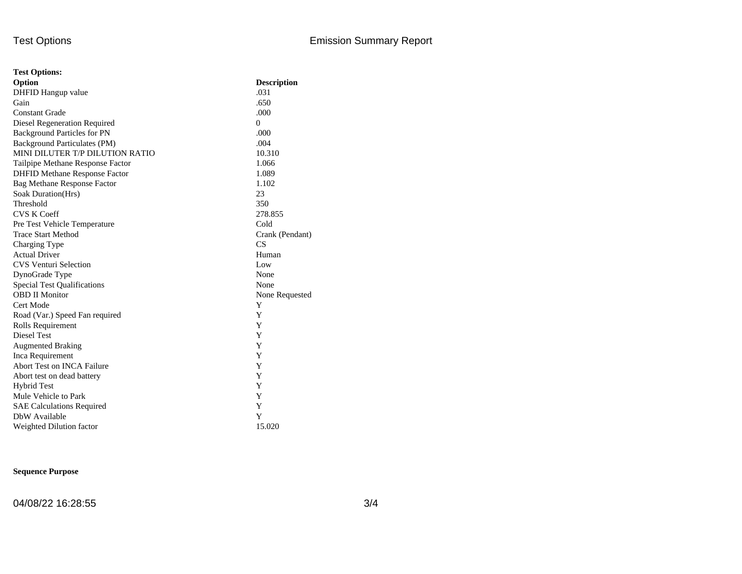**Test Options:**

| Option | Description |
|---|---|
| DHFID Hangup value | .031 |
| Gain | .650 |
| Constant Grade | .000 |
| Diesel Regeneration Required | 0 |
| Background Particles for PN | .000 |
| Background Particulates (PM) | .004 |
| MINI DILUTER T/P DILUTION RATIO | 10.310 |
| Tailpipe Methane Response Factor | 1.066 |
| DHFID Methane Response Factor | 1.089 |
| Bag Methane Response Factor | 1.102 |
| Soak Duration(Hrs) | 23 |
| Threshold | 350 |
| CVS K Coeff | 278.855 |
| Pre Test Vehicle Temperature | Cold |
| Trace Start Method | Crank (Pendant) |
| Charging Type | CS |
| Actual Driver | Human |
| CVS Venturi Selection | Low |
| DynoGrade Type | None |
| Special Test Qualifications | None |
| OBD II Monitor | None Requested |
| Cert Mode | Y |
| Road (Var.) Speed Fan required | Y |
| Rolls Requirement | Y |
| Diesel Test | Y |
| Augmented Braking | Y |
| Inca Requirement | Y |
| Abort Test on INCA Failure | Y |
| Abort test on dead battery | Y |
| Hybrid Test | Y |
| Mule Vehicle to Park | Y |
| SAE Calculations Required | Y |
| DbW Available | Y |
| Weighted Dilution factor | 15.020 |

**Sequence Purpose**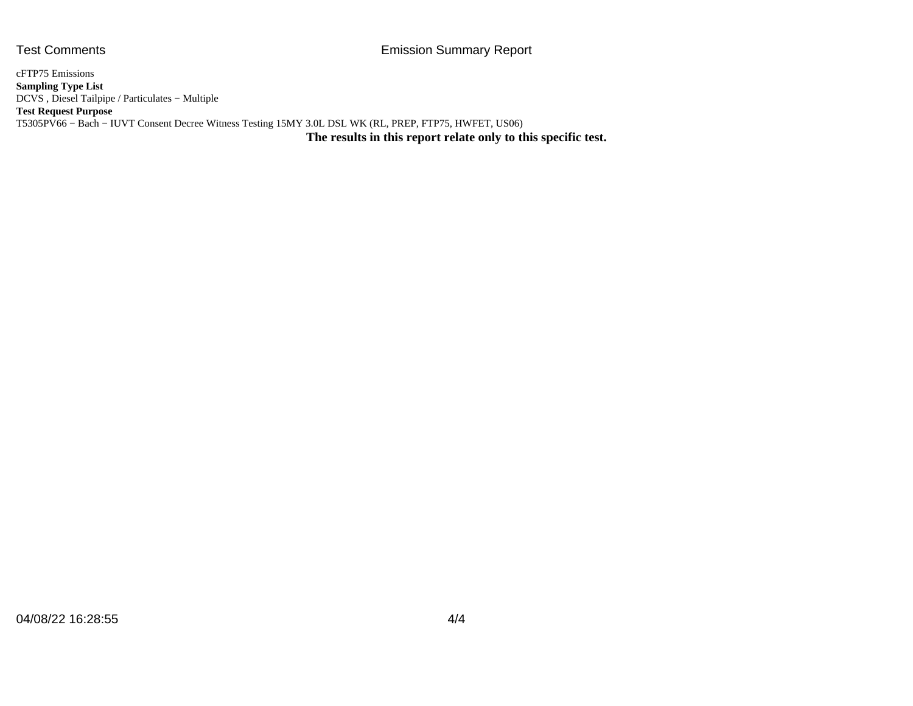Test Comments

cFTP75 Emissions

**Sampling Type List**

DCVS , Diesel Tailpipe / Particulates − Multiple

**Test Request Purpose**

T5305PV66 − Bach − IUVT Consent Decree Witness Testing 15MY 3.0L DSL WK (RL, PREP, FTP75, HWFET, US06)

**The results in this report relate only to this specific test.**